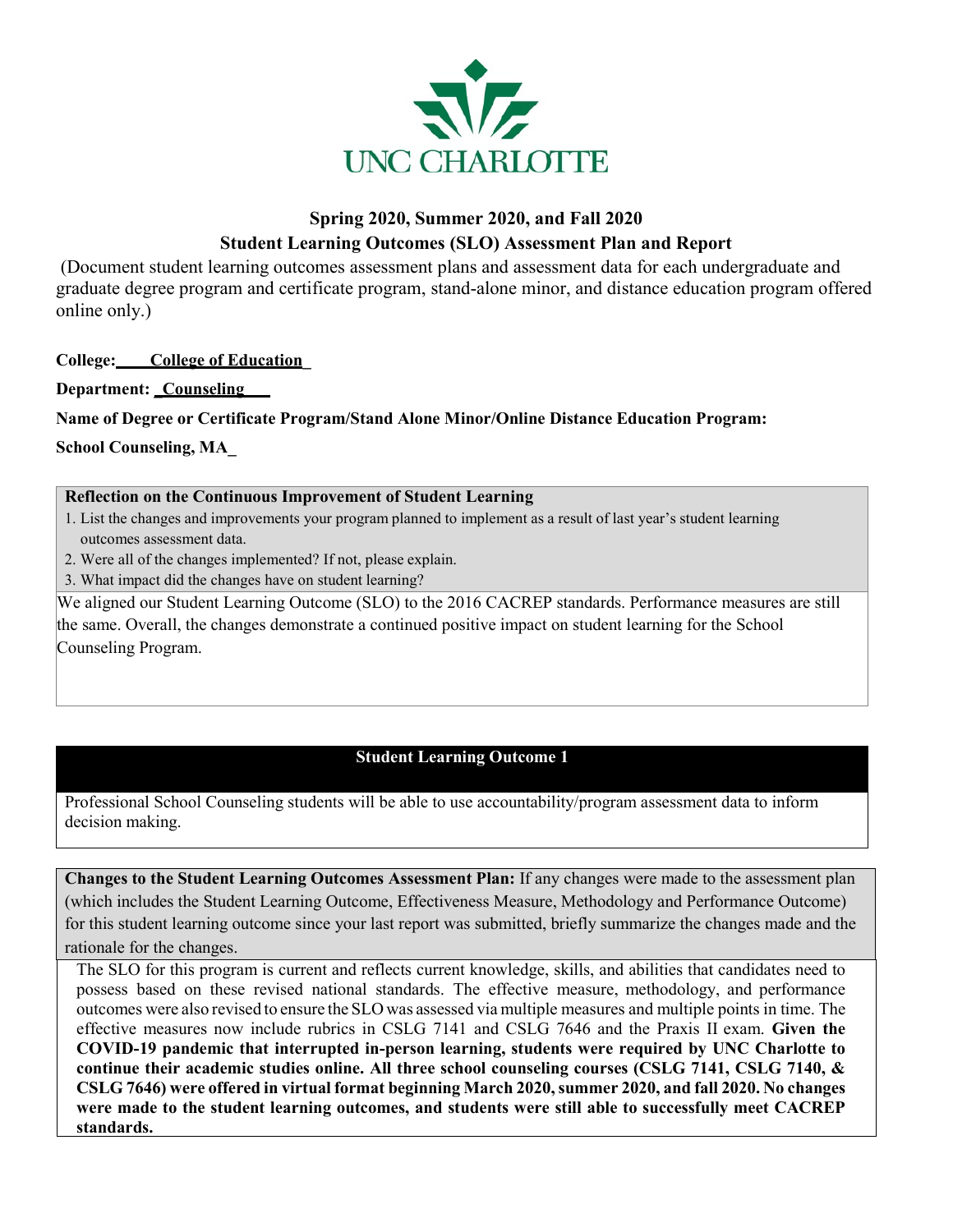UNC CHARLOTTE

## Spring 2020, Summer 2020, and Fall 2020
## Student Learning Outcomes (SLO) Assessment Plan and Report

(Document student learning outcomes assessment plans and assessment data for each undergraduate and graduate degree program and certificate program, stand-alone minor, and distance education program offered online only.)

**College: College of Education**

**Department: Counseling**

**Name of Degree or Certificate Program/Stand Alone Minor/Online Distance Education Program:**

**School Counseling, MA**

**Reflection on the Continuous Improvement of Student Learning**

1. List the changes and improvements your program planned to implement as a result of last year's student learning outcomes assessment data.
2. Were all of the changes implemented? If not, please explain.
3. What impact did the changes have on student learning?

We aligned our Student Learning Outcome (SLO) to the 2016 CACREP standards. Performance measures are still the same. Overall, the changes demonstrate a continued positive impact on student learning for the School Counseling Program.

### Student Learning Outcome 1

Professional School Counseling students will be able to use accountability/program assessment data to inform decision making.

**Changes to the Student Learning Outcomes Assessment Plan:** If any changes were made to the assessment plan (which includes the Student Learning Outcome, Effectiveness Measure, Methodology and Performance Outcome) for this student learning outcome since your last report was submitted, briefly summarize the changes made and the rationale for the changes.

The SLO for this program is current and reflects current knowledge, skills, and abilities that candidates need to possess based on these revised national standards. The effective measure, methodology, and performance outcomes were also revised to ensure the SLO was assessed via multiple measures and multiple points in time. The effective measures now include rubrics in CSLG 7141 and CSLG 7646 and the Praxis II exam. **Given the COVID-19 pandemic that interrupted in-person learning, students were required by UNC Charlotte to continue their academic studies online. All three school counseling courses (CSLG 7141, CSLG 7140, & CSLG 7646) were offered in virtual format beginning March 2020, summer 2020, and fall 2020. No changes were made to the student learning outcomes, and students were still able to successfully meet CACREP standards.**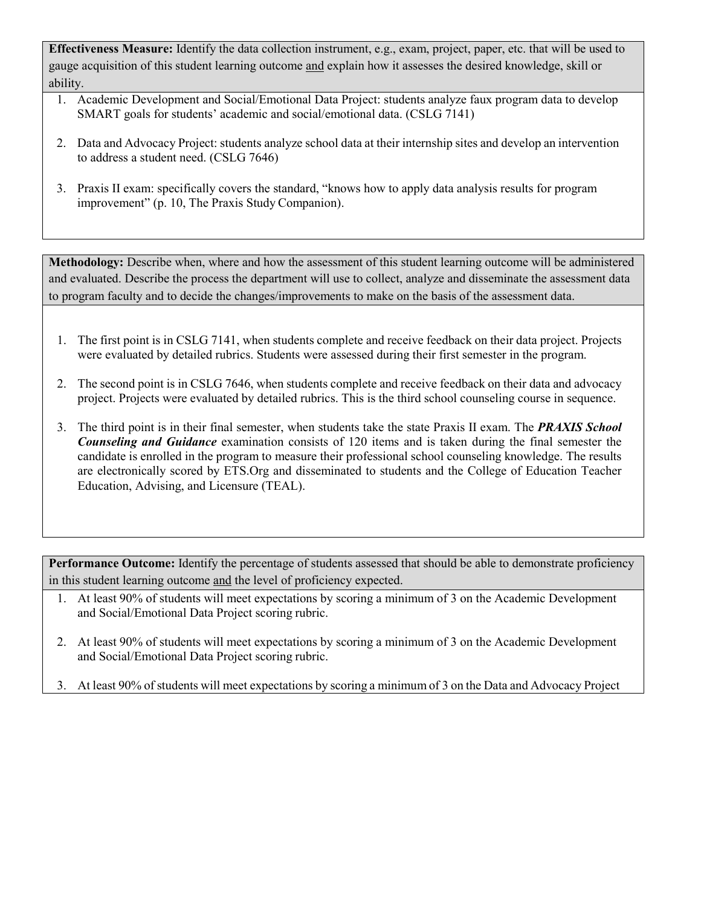**Effectiveness Measure:** Identify the data collection instrument, e.g., exam, project, paper, etc. that will be used to gauge acquisition of this student learning outcome and explain how it assesses the desired knowledge, skill or ability.

1. Academic Development and Social/Emotional Data Project: students analyze faux program data to develop SMART goals for students' academic and social/emotional data. (CSLG 7141)
2. Data and Advocacy Project: students analyze school data at their internship sites and develop an intervention to address a student need. (CSLG 7646)
3. Praxis II exam: specifically covers the standard, "knows how to apply data analysis results for program improvement" (p. 10, The Praxis Study Companion).

**Methodology:** Describe when, where and how the assessment of this student learning outcome will be administered and evaluated. Describe the process the department will use to collect, analyze and disseminate the assessment data to program faculty and to decide the changes/improvements to make on the basis of the assessment data.

1. The first point is in CSLG 7141, when students complete and receive feedback on their data project. Projects were evaluated by detailed rubrics. Students were assessed during their first semester in the program.
2. The second point is in CSLG 7646, when students complete and receive feedback on their data and advocacy project. Projects were evaluated by detailed rubrics. This is the third school counseling course in sequence.
3. The third point is in their final semester, when students take the state Praxis II exam. The ***PRAXIS School Counseling and Guidance*** examination consists of 120 items and is taken during the final semester the candidate is enrolled in the program to measure their professional school counseling knowledge. The results are electronically scored by ETS.Org and disseminated to students and the College of Education Teacher Education, Advising, and Licensure (TEAL).

**Performance Outcome:** Identify the percentage of students assessed that should be able to demonstrate proficiency in this student learning outcome and the level of proficiency expected.

1. At least 90% of students will meet expectations by scoring a minimum of 3 on the Academic Development and Social/Emotional Data Project scoring rubric.
2. At least 90% of students will meet expectations by scoring a minimum of 3 on the Academic Development and Social/Emotional Data Project scoring rubric.
3. At least 90% of students will meet expectations by scoring a minimum of 3 on the Data and Advocacy Project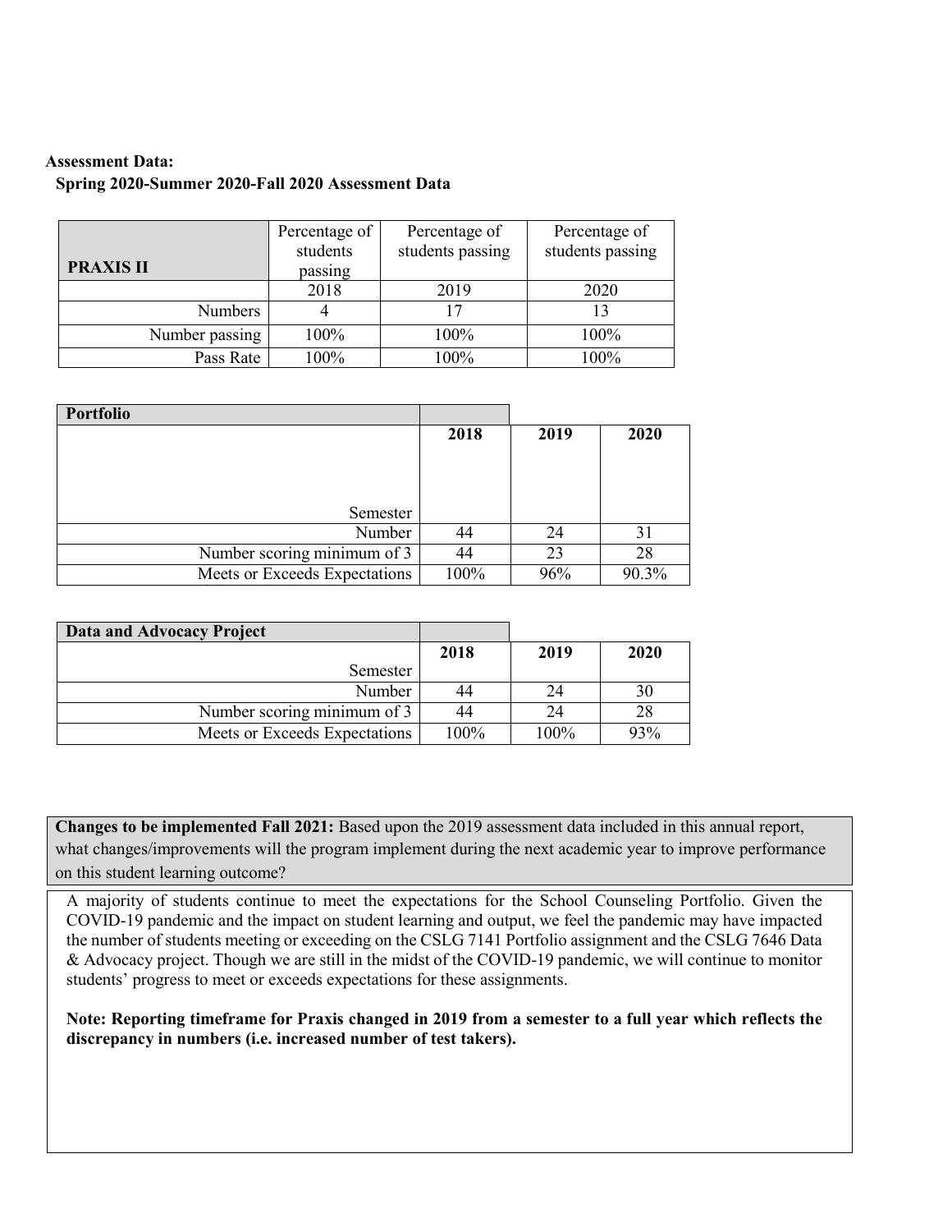**Assessment Data:**

**Spring 2020-Summer 2020-Fall 2020 Assessment Data**

| **PRAXIS II** | Percentage of students passing | Percentage of students passing | Percentage of students passing |
|---|---|---|---|
| | 2018 | 2019 | 2020 |
| Numbers | 4 | 17 | 13 |
| Number passing | 100% | 100% | 100% |
| Pass Rate | 100% | 100% | 100% |

| **Portfolio** | | | |
|---|---|---|---|
| Semester | **2018** | **2019** | **2020** |
| Number | 44 | 24 | 31 |
| Number scoring minimum of 3 | 44 | 23 | 28 |
| Meets or Exceeds Expectations | 100% | 96% | 90.3% |

| **Data and Advocacy Project** | | | |
|---|---|---|---|
| Semester | **2018** | **2019** | **2020** |
| Number | 44 | 24 | 30 |
| Number scoring minimum of 3 | 44 | 24 | 28 |
| Meets or Exceeds Expectations | 100% | 100% | 93% |

**Changes to be implemented Fall 2021:** Based upon the 2019 assessment data included in this annual report, what changes/improvements will the program implement during the next academic year to improve performance on this student learning outcome?

A majority of students continue to meet the expectations for the School Counseling Portfolio. Given the COVID-19 pandemic and the impact on student learning and output, we feel the pandemic may have impacted the number of students meeting or exceeding on the CSLG 7141 Portfolio assignment and the CSLG 7646 Data & Advocacy project. Though we are still in the midst of the COVID-19 pandemic, we will continue to monitor students' progress to meet or exceeds expectations for these assignments.

**Note: Reporting timeframe for Praxis changed in 2019 from a semester to a full year which reflects the discrepancy in numbers (i.e. increased number of test takers).**